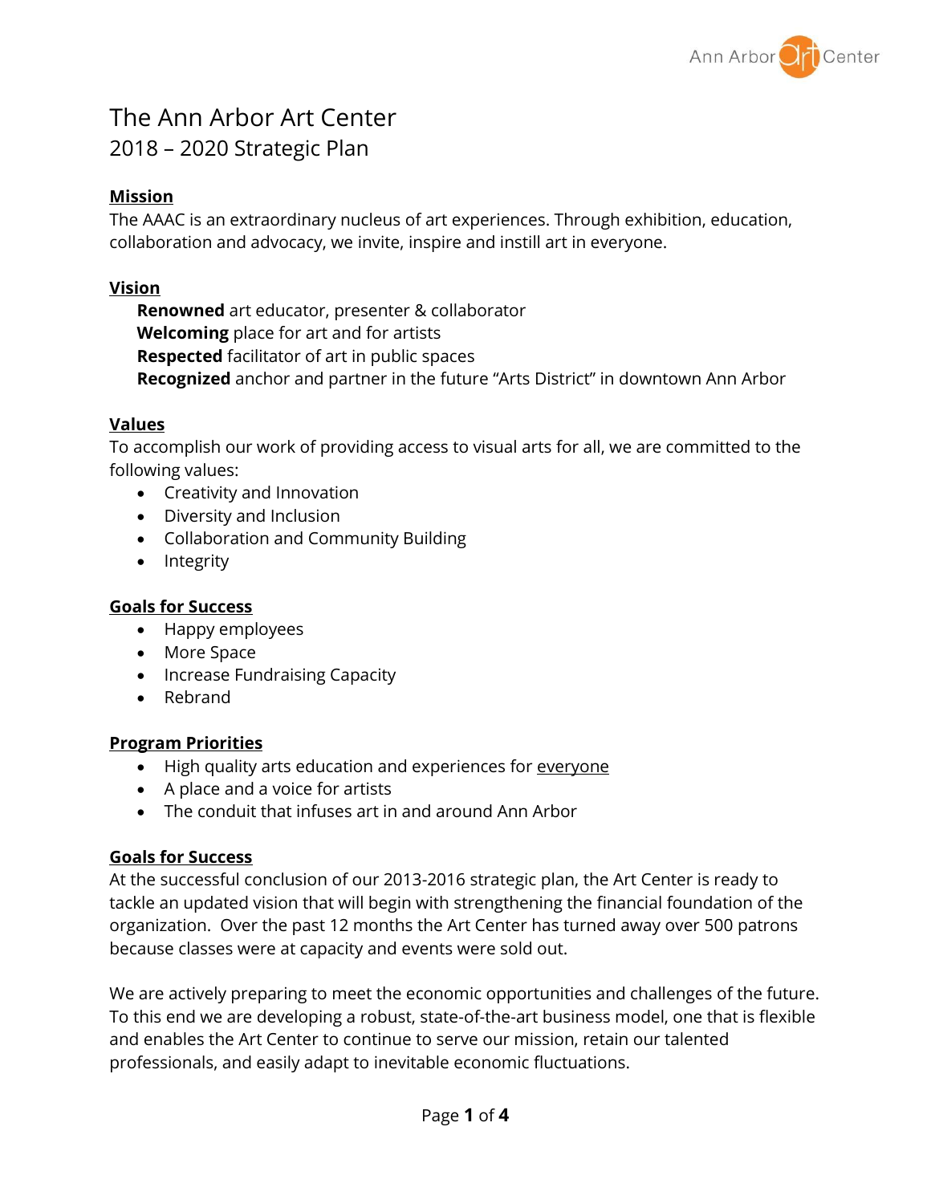# The Ann Arbor Art Center

## 2018 – 2020 Strategic Plan

**Mission**

The AAAC is an extraordinary nucleus of art experiences. Through exhibition, education, collaboration and advocacy, we invite, inspire and instill art in everyone.

**Vision**

**Renowned** art educator, presenter & collaborator
**Welcoming** place for art and for artists
**Respected** facilitator of art in public spaces
**Recognized** anchor and partner in the future "Arts District" in downtown Ann Arbor

**Values**

To accomplish our work of providing access to visual arts for all, we are committed to the following values:

- Creativity and Innovation
- Diversity and Inclusion
- Collaboration and Community Building
- Integrity

**Goals for Success**

- Happy employees
- More Space
- Increase Fundraising Capacity
- Rebrand

**Program Priorities**

- High quality arts education and experiences for everyone
- A place and a voice for artists
- The conduit that infuses art in and around Ann Arbor

**Goals for Success**

At the successful conclusion of our 2013-2016 strategic plan, the Art Center is ready to tackle an updated vision that will begin with strengthening the financial foundation of the organization. Over the past 12 months the Art Center has turned away over 500 patrons because classes were at capacity and events were sold out.

We are actively preparing to meet the economic opportunities and challenges of the future. To this end we are developing a robust, state-of-the-art business model, one that is flexible and enables the Art Center to continue to serve our mission, retain our talented professionals, and easily adapt to inevitable economic fluctuations.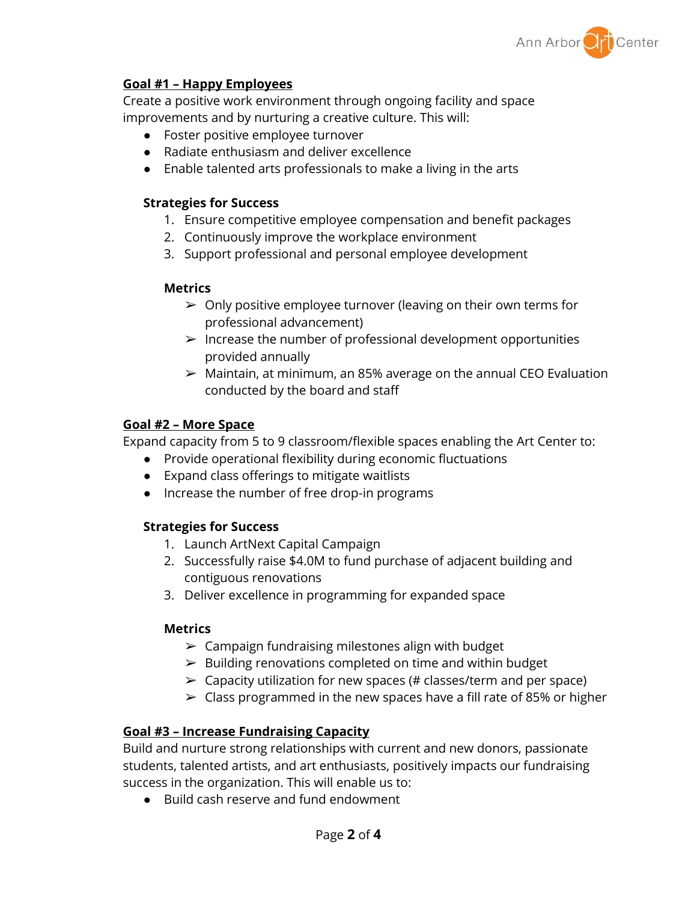## Goal #1 – Happy Employees

Create a positive work environment through ongoing facility and space improvements and by nurturing a creative culture. This will:

- Foster positive employee turnover
- Radiate enthusiasm and deliver excellence
- Enable talented arts professionals to make a living in the arts

### Strategies for Success

1. Ensure competitive employee compensation and benefit packages
2. Continuously improve the workplace environment
3. Support professional and personal employee development

#### Metrics

- ➢ Only positive employee turnover (leaving on their own terms for professional advancement)
- ➢ Increase the number of professional development opportunities provided annually
- ➢ Maintain, at minimum, an 85% average on the annual CEO Evaluation conducted by the board and staff

## Goal #2 – More Space

Expand capacity from 5 to 9 classroom/flexible spaces enabling the Art Center to:

- Provide operational flexibility during economic fluctuations
- Expand class offerings to mitigate waitlists
- Increase the number of free drop-in programs

### Strategies for Success

1. Launch ArtNext Capital Campaign
2. Successfully raise $4.0M to fund purchase of adjacent building and contiguous renovations
3. Deliver excellence in programming for expanded space

#### Metrics

- ➢ Campaign fundraising milestones align with budget
- ➢ Building renovations completed on time and within budget
- ➢ Capacity utilization for new spaces (# classes/term and per space)
- ➢ Class programmed in the new spaces have a fill rate of 85% or higher

## Goal #3 – Increase Fundraising Capacity

Build and nurture strong relationships with current and new donors, passionate students, talented artists, and art enthusiasts, positively impacts our fundraising success in the organization. This will enable us to:

- Build cash reserve and fund endowment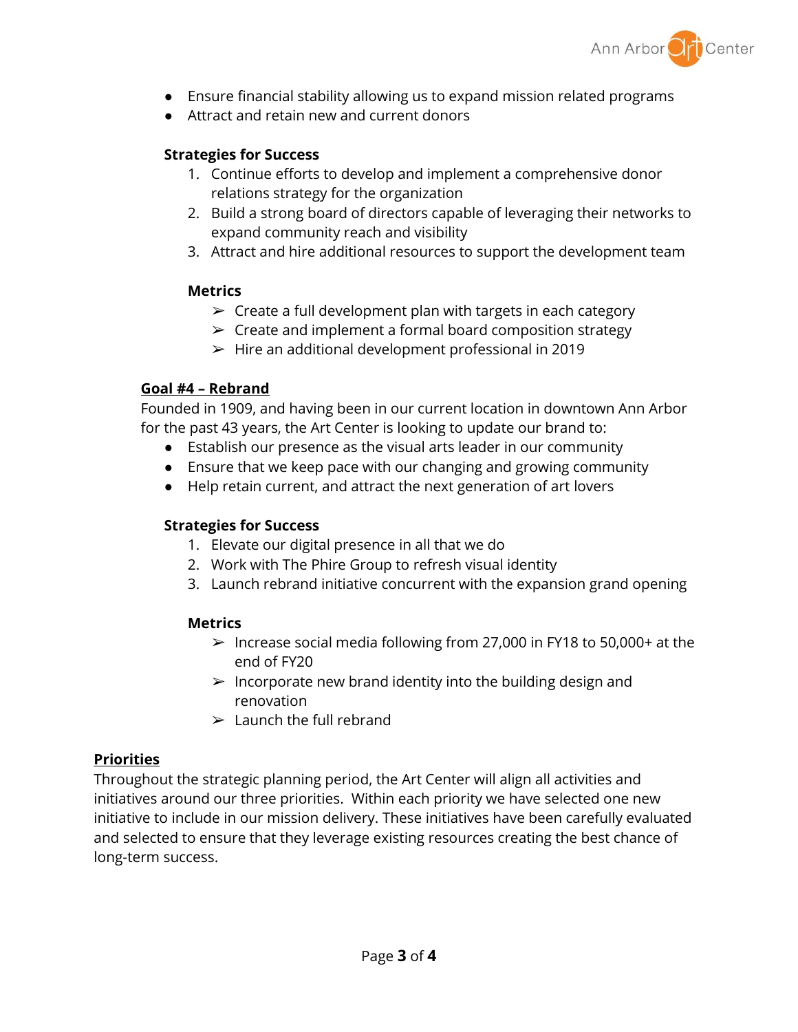- Ensure financial stability allowing us to expand mission related programs
- Attract and retain new and current donors

**Strategies for Success**

1. Continue efforts to develop and implement a comprehensive donor relations strategy for the organization
2. Build a strong board of directors capable of leveraging their networks to expand community reach and visibility
3. Attract and hire additional resources to support the development team

**Metrics**

- ➢ Create a full development plan with targets in each category
- ➢ Create and implement a formal board composition strategy
- ➢ Hire an additional development professional in 2019

### Goal #4 – Rebrand

Founded in 1909, and having been in our current location in downtown Ann Arbor for the past 43 years, the Art Center is looking to update our brand to:

- Establish our presence as the visual arts leader in our community
- Ensure that we keep pace with our changing and growing community
- Help retain current, and attract the next generation of art lovers

**Strategies for Success**

1. Elevate our digital presence in all that we do
2. Work with The Phire Group to refresh visual identity
3. Launch rebrand initiative concurrent with the expansion grand opening

**Metrics**

- ➢ Increase social media following from 27,000 in FY18 to 50,000+ at the end of FY20
- ➢ Incorporate new brand identity into the building design and renovation
- ➢ Launch the full rebrand

## Priorities

Throughout the strategic planning period, the Art Center will align all activities and initiatives around our three priorities. Within each priority we have selected one new initiative to include in our mission delivery. These initiatives have been carefully evaluated and selected to ensure that they leverage existing resources creating the best chance of long-term success.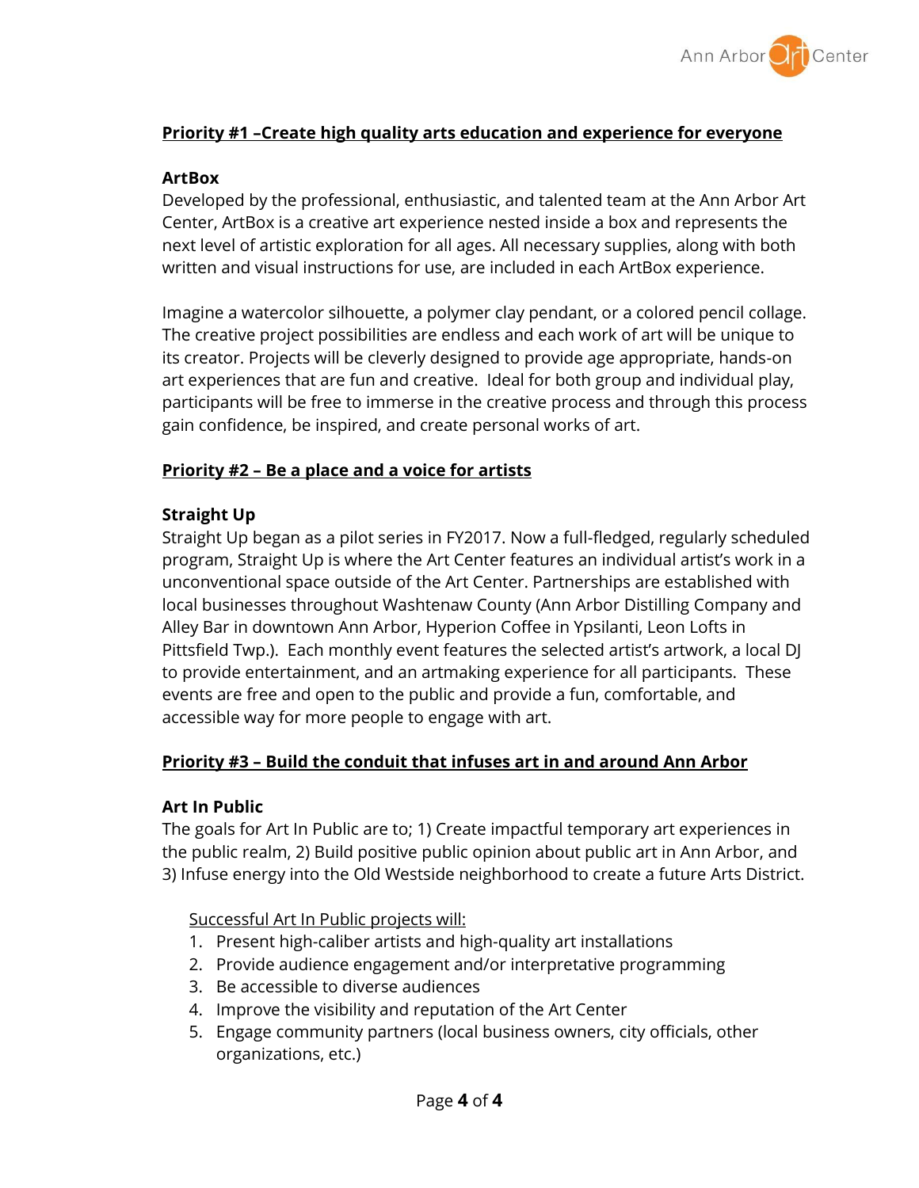**Priority #1 –Create high quality arts education and experience for everyone**

**ArtBox**

Developed by the professional, enthusiastic, and talented team at the Ann Arbor Art Center, ArtBox is a creative art experience nested inside a box and represents the next level of artistic exploration for all ages. All necessary supplies, along with both written and visual instructions for use, are included in each ArtBox experience.

Imagine a watercolor silhouette, a polymer clay pendant, or a colored pencil collage. The creative project possibilities are endless and each work of art will be unique to its creator. Projects will be cleverly designed to provide age appropriate, hands-on art experiences that are fun and creative. Ideal for both group and individual play, participants will be free to immerse in the creative process and through this process gain confidence, be inspired, and create personal works of art.

**Priority #2 – Be a place and a voice for artists**

**Straight Up**

Straight Up began as a pilot series in FY2017. Now a full-fledged, regularly scheduled program, Straight Up is where the Art Center features an individual artist's work in a unconventional space outside of the Art Center. Partnerships are established with local businesses throughout Washtenaw County (Ann Arbor Distilling Company and Alley Bar in downtown Ann Arbor, Hyperion Coffee in Ypsilanti, Leon Lofts in Pittsfield Twp.). Each monthly event features the selected artist's artwork, a local DJ to provide entertainment, and an artmaking experience for all participants. These events are free and open to the public and provide a fun, comfortable, and accessible way for more people to engage with art.

**Priority #3 – Build the conduit that infuses art in and around Ann Arbor**

**Art In Public**

The goals for Art In Public are to; 1) Create impactful temporary art experiences in the public realm, 2) Build positive public opinion about public art in Ann Arbor, and 3) Infuse energy into the Old Westside neighborhood to create a future Arts District.

Successful Art In Public projects will:

1. Present high-caliber artists and high-quality art installations
2. Provide audience engagement and/or interpretative programming
3. Be accessible to diverse audiences
4. Improve the visibility and reputation of the Art Center
5. Engage community partners (local business owners, city officials, other organizations, etc.)